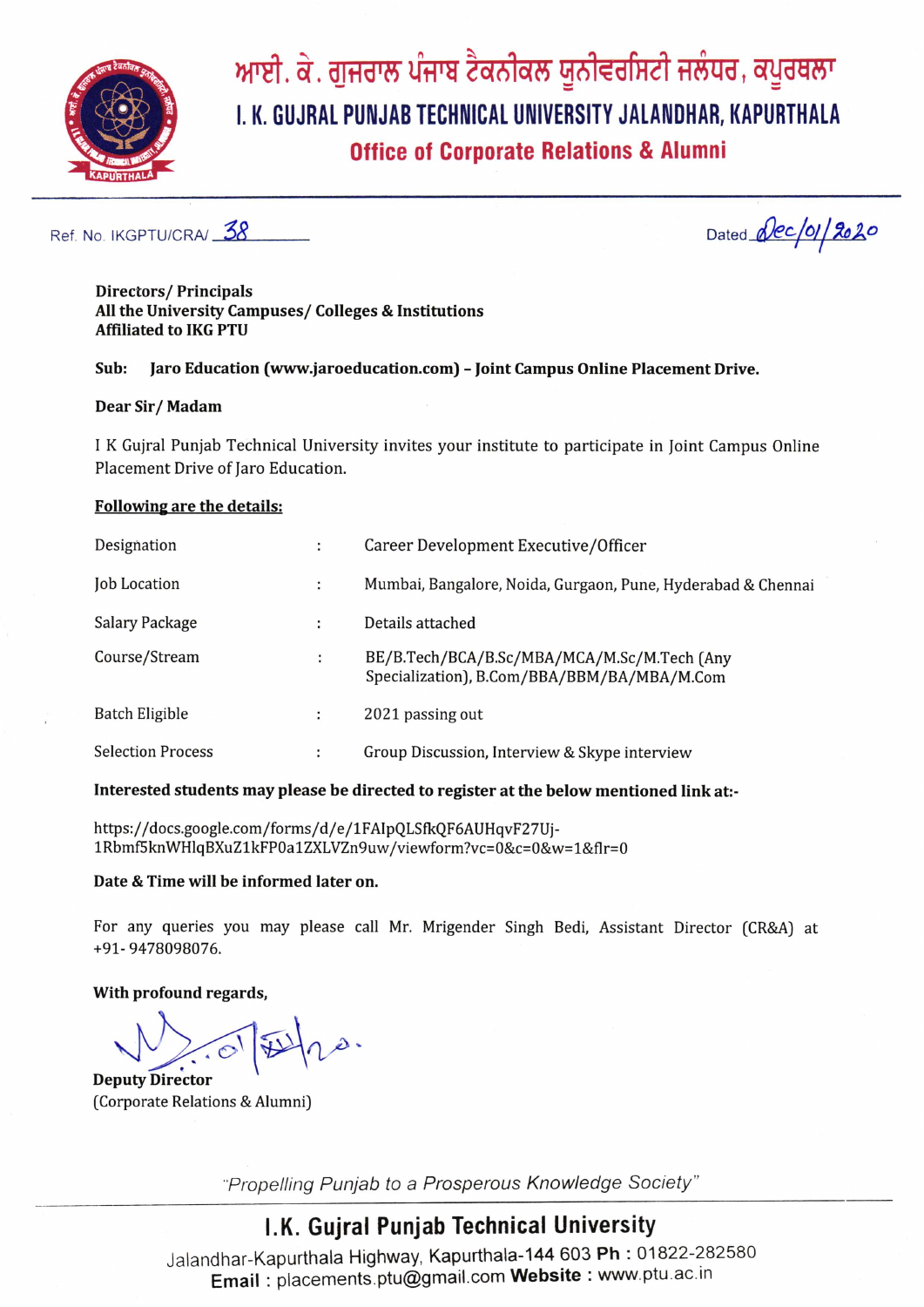# ਆਈ. ਕੇ. ਗੁਜਰਾਲ ਪੰਜਾਬ ਟੈਕਨੀਕਲ ਯੂਨੀਵਰਸਿਟੀ ਜਲੰਧਰ, ਕਪੂਰਥਲਾ

# I. K. GUJRAL PUNJAB TECHNICAL UNIVERSITY JALANDHAR, KAPURTHALA

## Office of Corporate Relations & Alumni

Ref. No. IKGPTU/CRA/ 38 Dated Dec/01/2020

**Directors/ Principals**
**All the University Campuses/ Colleges & Institutions**
**Affiliated to IKG PTU**

**Sub: Jaro Education (www.jaroeducation.com) – Joint Campus Online Placement Drive.**

**Dear Sir/ Madam**

I K Gujral Punjab Technical University invites your institute to participate in Joint Campus Online Placement Drive of Jaro Education.

**Following are the details:**

| | | |
|---|---|---|
| Designation | : | Career Development Executive/Officer |
| Job Location | : | Mumbai, Bangalore, Noida, Gurgaon, Pune, Hyderabad & Chennai |
| Salary Package | : | Details attached |
| Course/Stream | : | BE/B.Tech/BCA/B.Sc/MBA/MCA/M.Sc/M.Tech (Any Specialization), B.Com/BBA/BBM/BA/MBA/M.Com |
| Batch Eligible | : | 2021 passing out |
| Selection Process | : | Group Discussion, Interview & Skype interview |

**Interested students may please be directed to register at the below mentioned link at:-**

https://docs.google.com/forms/d/e/1FAIpQLSfkQF6AUHqvF27Uj-1Rbmf5knWHlqBXuZ1kFP0a1ZXLVZn9uw/viewform?vc=0&c=0&w=1&flr=0

**Date & Time will be informed later on.**

For any queries you may please call Mr. Mrigender Singh Bedi, Assistant Director (CR&A) at +91- 9478098076.

**With profound regards,**

**Deputy Director**
(Corporate Relations & Alumni)

*"Propelling Punjab to a Prosperous Knowledge Society"*

**I.K. Gujral Punjab Technical University**
Jalandhar-Kapurthala Highway, Kapurthala-144 603 **Ph :** 01822-282580
**Email :** placements.ptu@gmail.com **Website :** www.ptu.ac.in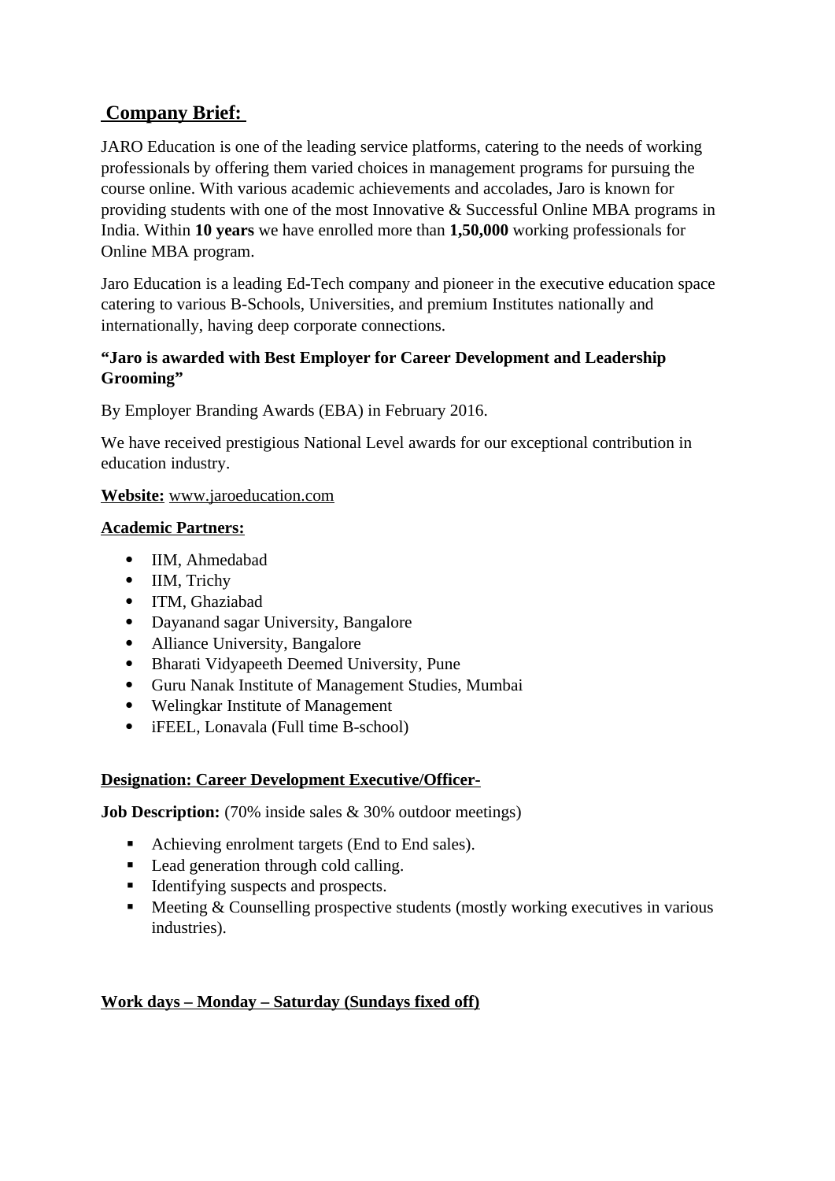## **Company Brief:**

JARO Education is one of the leading service platforms, catering to the needs of working professionals by offering them varied choices in management programs for pursuing the course online. With various academic achievements and accolades, Jaro is known for providing students with one of the most Innovative & Successful Online MBA programs in India. Within **10 years** we have enrolled more than **1,50,000** working professionals for Online MBA program.

Jaro Education is a leading Ed-Tech company and pioneer in the executive education space catering to various B-Schools, Universities, and premium Institutes nationally and internationally, having deep corporate connections.

**"Jaro is awarded with Best Employer for Career Development and Leadership Grooming"**

By Employer Branding Awards (EBA) in February 2016.

We have received prestigious National Level awards for our exceptional contribution in education industry.

**Website:** www.jaroeducation.com

**Academic Partners:**

- IIM, Ahmedabad
- IIM, Trichy
- ITM, Ghaziabad
- Dayanand sagar University, Bangalore
- Alliance University, Bangalore
- Bharati Vidyapeeth Deemed University, Pune
- Guru Nanak Institute of Management Studies, Mumbai
- Welingkar Institute of Management
- iFEEL, Lonavala (Full time B-school)

**Designation: Career Development Executive/Officer-**

**Job Description:** (70% inside sales & 30% outdoor meetings)

- Achieving enrolment targets (End to End sales).
- Lead generation through cold calling.
- Identifying suspects and prospects.
- Meeting & Counselling prospective students (mostly working executives in various industries).

**Work days – Monday – Saturday (Sundays fixed off)**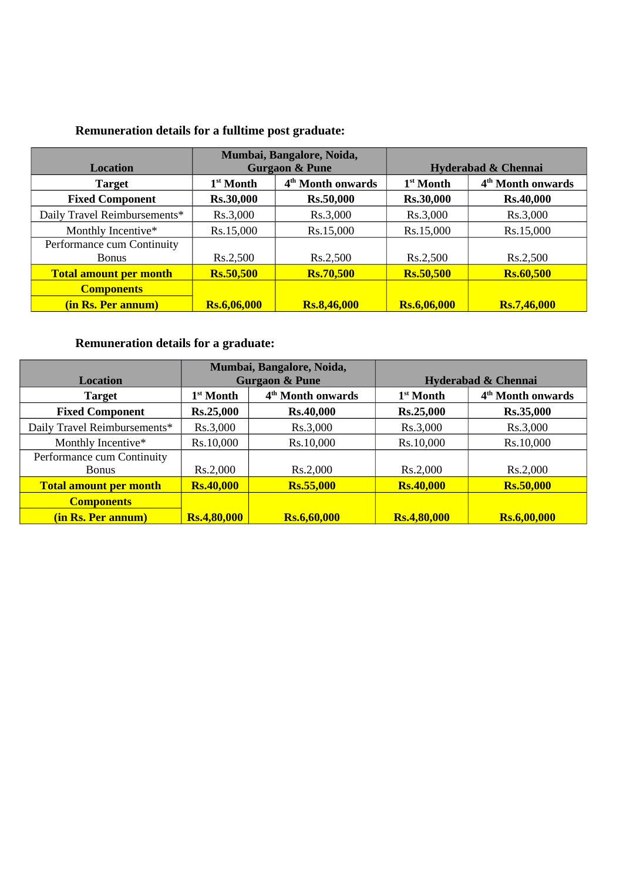**Remuneration details for a fulltime post graduate:**

| Location | Mumbai, Bangalore, Noida, Gurgaon & Pune | | Hyderabad & Chennai | |
|---|---|---|---|---|
| **Target** | **1st Month** | **4th Month onwards** | **1st Month** | **4th Month onwards** |
| **Fixed Component** | **Rs.30,000** | **Rs.50,000** | **Rs.30,000** | **Rs.40,000** |
| Daily Travel Reimbursements* | Rs.3,000 | Rs.3,000 | Rs.3,000 | Rs.3,000 |
| Monthly Incentive* | Rs.15,000 | Rs.15,000 | Rs.15,000 | Rs.15,000 |
| Performance cum Continuity Bonus | Rs.2,500 | Rs.2,500 | Rs.2,500 | Rs.2,500 |
| **Total amount per month** | **Rs.50,500** | **Rs.70,500** | **Rs.50,500** | **Rs.60,500** |
| **Components (in Rs. Per annum)** | **Rs.6,06,000** | **Rs.8,46,000** | **Rs.6,06,000** | **Rs.7,46,000** |

**Remuneration details for a graduate:**

| Location | Mumbai, Bangalore, Noida, Gurgaon & Pune | | Hyderabad & Chennai | |
|---|---|---|---|---|
| **Target** | **1st Month** | **4th Month onwards** | **1st Month** | **4th Month onwards** |
| **Fixed Component** | **Rs.25,000** | **Rs.40,000** | **Rs.25,000** | **Rs.35,000** |
| Daily Travel Reimbursements* | Rs.3,000 | Rs.3,000 | Rs.3,000 | Rs.3,000 |
| Monthly Incentive* | Rs.10,000 | Rs.10,000 | Rs.10,000 | Rs.10,000 |
| Performance cum Continuity Bonus | Rs.2,000 | Rs.2,000 | Rs.2,000 | Rs.2,000 |
| **Total amount per month** | **Rs.40,000** | **Rs.55,000** | **Rs.40,000** | **Rs.50,000** |
| **Components (in Rs. Per annum)** | **Rs.4,80,000** | **Rs.6,60,000** | **Rs.4,80,000** | **Rs.6,00,000** |